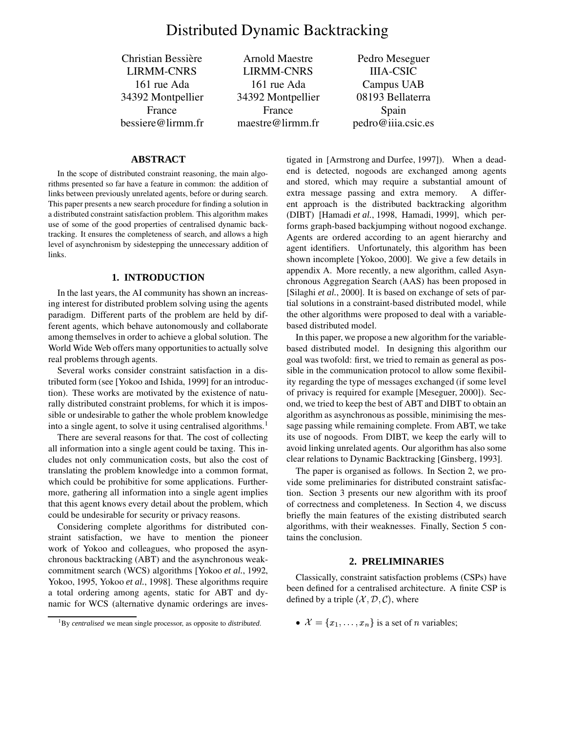# Distributed Dynamic Backtracking

Christian Bessière
LIRMM-CNRS
161 rue Ada
34392 Montpellier
France
bessiere@lirmm.fr

Arnold Maestre
LIRMM-CNRS
161 rue Ada
34392 Montpellier
France
maestre@lirmm.fr

Pedro Meseguer
IIIA-CSIC
Campus UAB
08193 Bellaterra
Spain
pedro@iiia.csic.es

## ABSTRACT

In the scope of distributed constraint reasoning, the main algorithms presented so far have a feature in common: the addition of links between previously unrelated agents, before or during search. This paper presents a new search procedure for finding a solution in a distributed constraint satisfaction problem. This algorithm makes use of some of the good properties of centralised dynamic backtracking. It ensures the completeness of search, and allows a high level of asynchronism by sidestepping the unnecessary addition of links.

## 1. INTRODUCTION

In the last years, the AI community has shown an increasing interest for distributed problem solving using the agents paradigm. Different parts of the problem are held by different agents, which behave autonomously and collaborate among themselves in order to achieve a global solution. The World Wide Web offers many opportunities to actually solve real problems through agents.

Several works consider constraint satisfaction in a distributed form (see [Yokoo and Ishida, 1999] for an introduction). These works are motivated by the existence of naturally distributed constraint problems, for which it is impossible or undesirable to gather the whole problem knowledge into a single agent, to solve it using centralised algorithms.[1]

There are several reasons for that. The cost of collecting all information into a single agent could be taxing. This includes not only communication costs, but also the cost of translating the problem knowledge into a common format, which could be prohibitive for some applications. Furthermore, gathering all information into a single agent implies that this agent knows every detail about the problem, which could be undesirable for security or privacy reasons.

Considering complete algorithms for distributed constraint satisfaction, we have to mention the pioneer work of Yokoo and colleagues, who proposed the asynchronous backtracking (ABT) and the asynchronous weak-commitment search (WCS) algorithms [Yokoo *et al.*, 1992, Yokoo, 1995, Yokoo *et al.*, 1998]. These algorithms require a total ordering among agents, static for ABT and dynamic for WCS (alternative dynamic orderings are investigated in [Armstrong and Durfee, 1997]). When a dead-end is detected, nogoods are exchanged among agents and stored, which may require a substantial amount of extra message passing and extra memory. A different approach is the distributed backtracking algorithm (DIBT) [Hamadi *et al.*, 1998, Hamadi, 1999], which performs graph-based backjumping without nogood exchange. Agents are ordered according to an agent hierarchy and agent identifiers. Unfortunately, this algorithm has been shown incomplete [Yokoo, 2000]. We give a few details in appendix A. More recently, a new algorithm, called Asynchronous Aggregation Search (AAS) has been proposed in [Silaghi *et al.*, 2000]. It is based on exchange of sets of partial solutions in a constraint-based distributed model, while the other algorithms were proposed to deal with a variable-based distributed model.

In this paper, we propose a new algorithm for the variable-based distributed model. In designing this algorithm our goal was twofold: first, we tried to remain as general as possible in the communication protocol to allow some flexibility regarding the type of messages exchanged (if some level of privacy is required for example [Meseguer, 2000]). Second, we tried to keep the best of ABT and DIBT to obtain an algorithm as asynchronous as possible, minimising the message passing while remaining complete. From ABT, we take its use of nogoods. From DIBT, we keep the early will to avoid linking unrelated agents. Our algorithm has also some clear relations to Dynamic Backtracking [Ginsberg, 1993].

The paper is organised as follows. In Section 2, we provide some preliminaries for distributed constraint satisfaction. Section 3 presents our new algorithm with its proof of correctness and completeness. In Section 4, we discuss briefly the main features of the existing distributed search algorithms, with their weaknesses. Finally, Section 5 contains the conclusion.

## 2. PRELIMINARIES

Classically, constraint satisfaction problems (CSPs) have been defined for a centralised architecture. A finite CSP is defined by a triple $(\mathcal{X}, \mathcal{D}, \mathcal{C})$, where

- $\mathcal{X} = \{x_1, \ldots, x_n\}$ is a set of $n$ variables;

[1] By *centralised* we mean single processor, as opposite to *distributed*.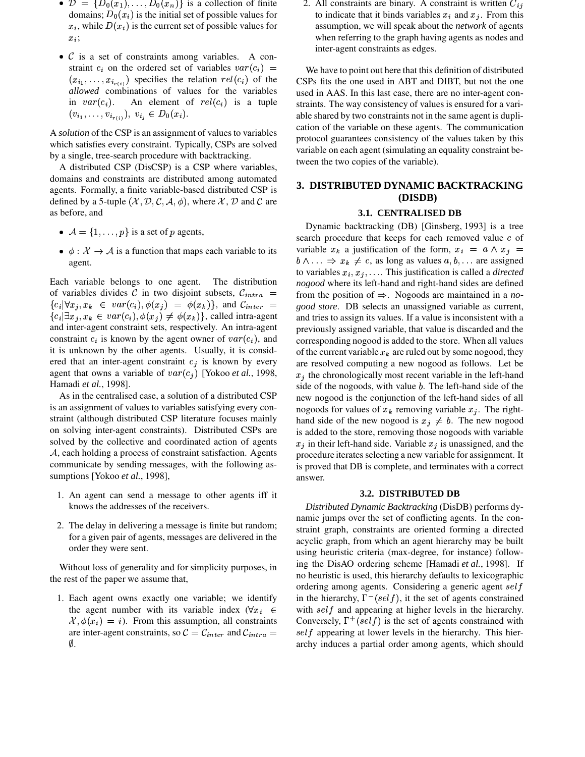- $\mathcal{D} = \{D_0(x_1), \ldots, D_0(x_n)\}$ is a collection of finite domains; $D_0(x_i)$ is the initial set of possible values for $x_i$, while $D(x_i)$ is the current set of possible values for $x_i$;
- $\mathcal{C}$ is a set of constraints among variables. A constraint $c_i$ on the ordered set of variables $var(c_i) = (x_{i_1}, \ldots, x_{i_{r(i)}})$ specifies the relation $rel(c_i)$ of the *allowed* combinations of values for the variables in $var(c_i)$. An element of $rel(c_i)$ is a tuple $(v_{i_1}, \ldots, v_{i_{r(i)}})$, $v_{i_j} \in D_0(x_i)$.

A *solution* of the CSP is an assignment of values to variables which satisfies every constraint. Typically, CSPs are solved by a single, tree-search procedure with backtracking.

A distributed CSP (DisCSP) is a CSP where variables, domains and constraints are distributed among automated agents. Formally, a finite variable-based distributed CSP is defined by a 5-tuple $(\mathcal{X}, \mathcal{D}, \mathcal{C}, \mathcal{A}, \phi)$, where $\mathcal{X}$, $\mathcal{D}$ and $\mathcal{C}$ are as before, and

- $\mathcal{A} = \{1, \ldots, p\}$ is a set of $p$ agents,
- $\phi : \mathcal{X} \rightarrow \mathcal{A}$ is a function that maps each variable to its agent.

Each variable belongs to one agent. The distribution of variables divides $\mathcal{C}$ in two disjoint subsets, $\mathcal{C}_{intra} = \{c_i | \forall x_j, x_k \in var(c_i), \phi(x_j) = \phi(x_k)\}$, and $\mathcal{C}_{inter} = \{c_i | \exists x_j, x_k \in var(c_i), \phi(x_j) \neq \phi(x_k)\}$, called intra-agent and inter-agent constraint sets, respectively. An intra-agent constraint $c_i$ is known by the agent owner of $var(c_i)$, and it is unknown by the other agents. Usually, it is considered that an inter-agent constraint $c_j$ is known by every agent that owns a variable of $var(c_j)$ [Yokoo *et al.*, 1998, Hamadi *et al.*, 1998].

As in the centralised case, a solution of a distributed CSP is an assignment of values to variables satisfying every constraint (although distributed CSP literature focuses mainly on solving inter-agent constraints). Distributed CSPs are solved by the collective and coordinated action of agents $\mathcal{A}$, each holding a process of constraint satisfaction. Agents communicate by sending messages, with the following assumptions [Yokoo *et al.*, 1998],

1. An agent can send a message to other agents iff it knows the addresses of the receivers.
2. The delay in delivering a message is finite but random; for a given pair of agents, messages are delivered in the order they were sent.

Without loss of generality and for simplicity purposes, in the rest of the paper we assume that,

1. Each agent owns exactly one variable; we identify the agent number with its variable index ($\forall x_i \in \mathcal{X}, \phi(x_i) = i$). From this assumption, all constraints are inter-agent constraints, so $\mathcal{C} = \mathcal{C}_{inter}$ and $\mathcal{C}_{intra} = \emptyset$.
2. All constraints are binary. A constraint is written $C_{ij}$ to indicate that it binds variables $x_i$ and $x_j$. From this assumption, we will speak about the *network* of agents when referring to the graph having agents as nodes and inter-agent constraints as edges.

We have to point out here that this definition of distributed CSPs fits the one used in ABT and DIBT, but not the one used in AAS. In this last case, there are no inter-agent constraints. The way consistency of values is ensured for a variable shared by two constraints not in the same agent is duplication of the variable on these agents. The communication protocol guarantees consistency of the values taken by this variable on each agent (simulating an equality constraint between the two copies of the variable).

# 3. DISTRIBUTED DYNAMIC BACKTRACKING (DISDB)

## 3.1. CENTRALISED DB

Dynamic backtracking (DB) [Ginsberg, 1993] is a tree search procedure that keeps for each removed value $c$ of variable $x_k$ a justification of the form, $x_i = a \wedge x_j = b \wedge \ldots \Rightarrow x_k \neq c$, as long as values $a, b, \ldots$ are assigned to variables $x_i, x_j, \ldots$. This justification is called a *directed nogood* where its left-hand and right-hand sides are defined from the position of $\Rightarrow$. Nogoods are maintained in a *nogood store*. DB selects an unassigned variable as current, and tries to assign its values. If a value is inconsistent with a previously assigned variable, that value is discarded and the corresponding nogood is added to the store. When all values of the current variable $x_k$ are ruled out by some nogood, they are resolved computing a new nogood as follows. Let be $x_j$ the chronologically most recent variable in the left-hand side of the nogoods, with value $b$. The left-hand side of the new nogood is the conjunction of the left-hand sides of all nogoods for values of $x_k$ removing variable $x_j$. The right-hand side of the new nogood is $x_j \neq b$. The new nogood is added to the store, removing those nogoods with variable $x_j$ in their left-hand side. Variable $x_j$ is unassigned, and the procedure iterates selecting a new variable for assignment. It is proved that DB is complete, and terminates with a correct answer.

## 3.2. DISTRIBUTED DB

*Distributed Dynamic Backtracking* (DisDB) performs dynamic jumps over the set of conflicting agents. In the constraint graph, constraints are oriented forming a directed acyclic graph, from which an agent hierarchy may be built using heuristic criteria (max-degree, for instance) following the DisAO ordering scheme [Hamadi *et al.*, 1998]. If no heuristic is used, this hierarchy defaults to lexicographic ordering among agents. Considering a generic agent $self$ in the hierarchy, $\Gamma^-(self)$, it the set of agents constrained with $self$ and appearing at higher levels in the hierarchy. Conversely, $\Gamma^+(self)$ is the set of agents constrained with $self$ appearing at lower levels in the hierarchy. This hierarchy induces a partial order among agents, which should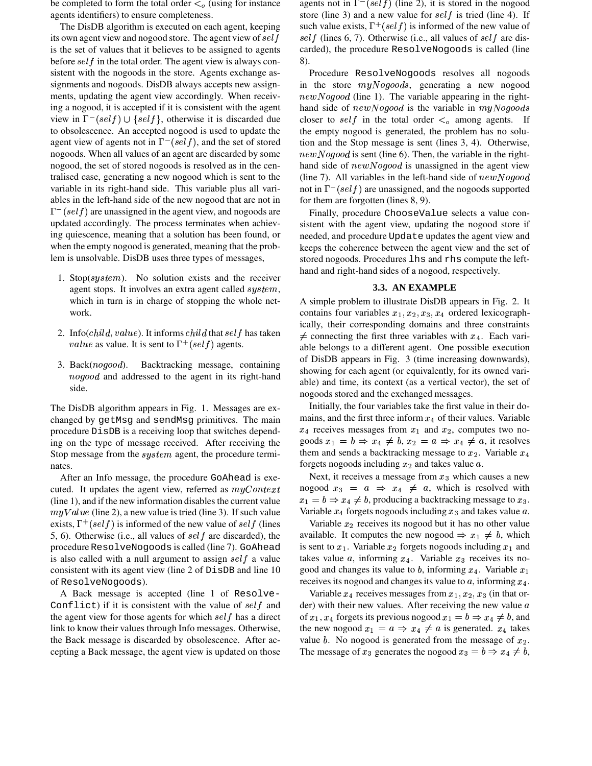be completed to form the total order $<_o$ (using for instance agents identifiers) to ensure completeness.

The DisDB algorithm is executed on each agent, keeping its own agent view and nogood store. The agent view of $self$ is the set of values that it believes to be assigned to agents before $self$ in the total order. The agent view is always consistent with the nogoods in the store. Agents exchange assignments and nogoods. DisDB always accepts new assignments, updating the agent view accordingly. When receiving a nogood, it is accepted if it is consistent with the agent view in $\Gamma^-(self) \cup \{self\}$, otherwise it is discarded due to obsolescence. An accepted nogood is used to update the agent view of agents not in $\Gamma^-(self)$, and the set of stored nogoods. When all values of an agent are discarded by some nogood, the set of stored nogoods is resolved as in the centralised case, generating a new nogood which is sent to the variable in its right-hand side. This variable plus all variables in the left-hand side of the new nogood that are not in $\Gamma^-(self)$ are unassigned in the agent view, and nogoods are updated accordingly. The process terminates when achieving quiescence, meaning that a solution has been found, or when the empty nogood is generated, meaning that the problem is unsolvable. DisDB uses three types of messages,

1. Stop($system$). No solution exists and the receiver agent stops. It involves an extra agent called $system$, which in turn is in charge of stopping the whole network.
2. Info($child$, $value$). It informs $child$ that $self$ has taken $value$ as value. It is sent to $\Gamma^+(self)$ agents.
3. Back($nogood$). Backtracking message, containing $nogood$ and addressed to the agent in its right-hand side.

The DisDB algorithm appears in Fig. 1. Messages are exchanged by `getMsg` and `sendMsg` primitives. The main procedure `DisDB` is a receiving loop that switches depending on the type of message received. After receiving the Stop message from the $system$ agent, the procedure terminates.

After an Info message, the procedure `GoAhead` is executed. It updates the agent view, referred as $myContext$ (line 1), and if the new information disables the current value $myValue$ (line 2), a new value is tried (line 3). If such value exists, $\Gamma^+(self)$ is informed of the new value of $self$ (lines 5, 6). Otherwise (i.e., all values of $self$ are discarded), the procedure `ResolveNogoods` is called (line 7). `GoAhead` is also called with a null argument to assign $self$ a value consistent with its agent view (line 2 of `DisDB` and line 10 of `ResolveNogoods`).

A Back message is accepted (line 1 of `Resolve-Conflict`) if it is consistent with the value of $self$ and the agent view for those agents for which $self$ has a direct link to know their values through Info messages. Otherwise, the Back message is discarded by obsolescence. After accepting a Back message, the agent view is updated on those agents not in $\Gamma^-(self)$ (line 2), it is stored in the nogood store (line 3) and a new value for $self$ is tried (line 4). If such value exists, $\Gamma^+(self)$ is informed of the new value of $self$ (lines 6, 7). Otherwise (i.e., all values of $self$ are discarded), the procedure `ResolveNogoods` is called (line 8).

Procedure `ResolveNogoods` resolves all nogoods in the store $myNogoods$, generating a new nogood $newNogood$ (line 1). The variable appearing in the right-hand side of $newNogood$ is the variable in $myNogoods$ closer to $self$ in the total order $<_o$ among agents. If the empty nogood is generated, the problem has no solution and the Stop message is sent (lines 3, 4). Otherwise, $newNogood$ is sent (line 6). Then, the variable in the right-hand side of $newNogood$ is unassigned in the agent view (line 7). All variables in the left-hand side of $newNogood$ not in $\Gamma^-(self)$ are unassigned, and the nogoods supported for them are forgotten (lines 8, 9).

Finally, procedure `ChooseValue` selects a value consistent with the agent view, updating the nogood store if needed, and procedure `Update` updates the agent view and keeps the coherence between the agent view and the set of stored nogoods. Procedures `lhs` and `rhs` compute the left-hand and right-hand sides of a nogood, respectively.

### 3.3. AN EXAMPLE

A simple problem to illustrate DisDB appears in Fig. 2. It contains four variables $x_1, x_2, x_3, x_4$ ordered lexicographically, their corresponding domains and three constraints $\neq$ connecting the first three variables with $x_4$. Each variable belongs to a different agent. One possible execution of DisDB appears in Fig. 3 (time increasing downwards), showing for each agent (or equivalently, for its owned variable) and time, its context (as a vertical vector), the set of nogoods stored and the exchanged messages.

Initially, the four variables take the first value in their domains, and the first three inform $x_4$ of their values. Variable $x_4$ receives messages from $x_1$ and $x_2$, computes two nogoods $x_1 = b \Rightarrow x_4 \neq b, x_2 = a \Rightarrow x_4 \neq a$, it resolves them and sends a backtracking message to $x_2$. Variable $x_4$ forgets nogoods including $x_2$ and takes value $a$.

Next, it receives a message from $x_3$ which causes a new nogood $x_3 = a \Rightarrow x_4 \neq a$, which is resolved with $x_1 = b \Rightarrow x_4 \neq b$, producing a backtracking message to $x_3$. Variable $x_4$ forgets nogoods including $x_3$ and takes value $a$.

Variable $x_2$ receives its nogood but it has no other value available. It computes the new nogood $\Rightarrow x_1 \neq b$, which is sent to $x_1$. Variable $x_2$ forgets nogoods including $x_1$ and takes value $a$, informing $x_4$. Variable $x_3$ receives its nogood and changes its value to $b$, informing $x_4$. Variable $x_1$ receives its nogood and changes its value to $a$, informing $x_4$.

Variable $x_4$ receives messages from $x_1, x_2, x_3$ (in that order) with their new values. After receiving the new value $a$ of $x_1$, $x_4$ forgets its previous nogood $x_1 = b \Rightarrow x_4 \neq b$, and the new nogood $x_1 = a \Rightarrow x_4 \neq a$ is generated. $x_4$ takes value $b$. No nogood is generated from the message of $x_2$. The message of $x_3$ generates the nogood $x_3 = b \Rightarrow x_4 \neq b$,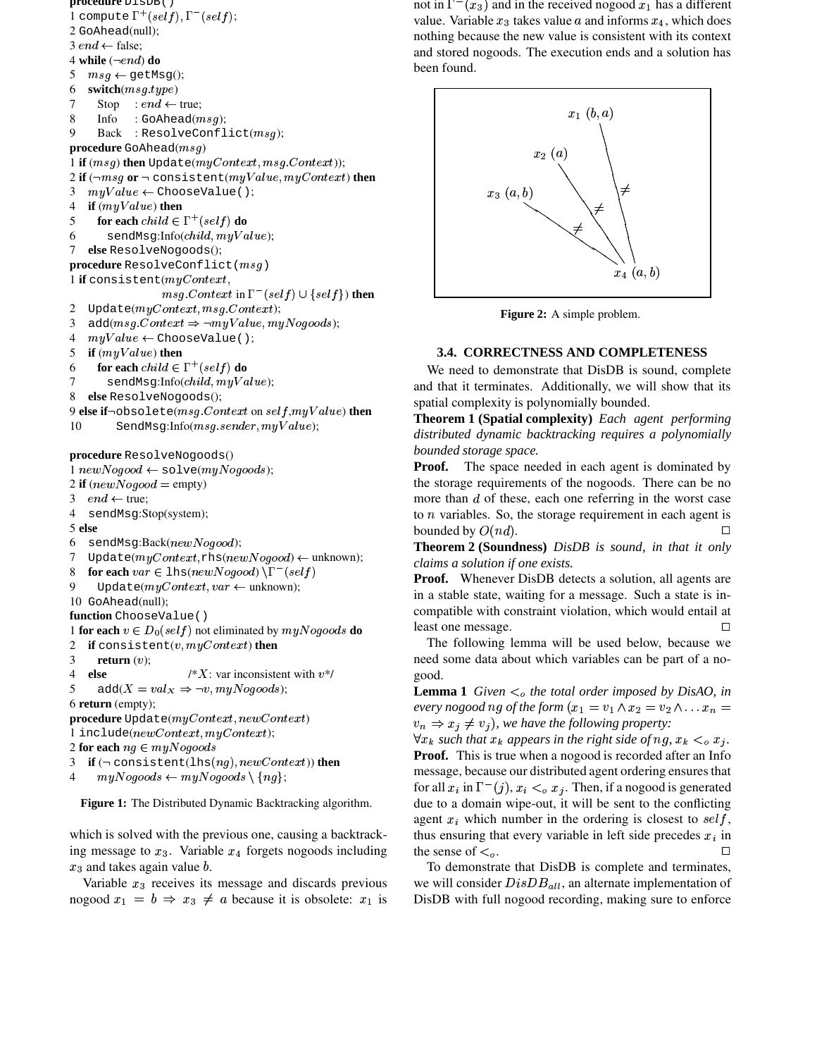```
procedure DisDB()
1 compute Γ+(self), Γ−(self);
2 GoAhead(null);
3 end ← false;
4 while (¬end) do
5   msg ← getMsg();
6   switch(msg.type)
7     Stop   : end ← true;
8     Info   : GoAhead(msg);
9     Back   : ResolveConflict(msg);
procedure GoAhead(msg)
1 if (msg) then Update(myContext, msg.Context));
2 if (¬msg or ¬ consistent(myValue, myContext) then
3   myValue ← ChooseValue();
4   if (myValue) then
5     for each child ∈ Γ+(self) do
6       sendMsg:Info(child, myValue);
7   else ResolveNogoods();
procedure ResolveConflict(msg)
1 if consistent(myContext,
              msg.Context in Γ−(self) ∪ {self}) then
2   Update(myContext, msg.Context);
3   add(msg.Context ⇒ ¬myValue, myNogoods);
4   myValue ← ChooseValue();
5   if (myValue) then
6     for each child ∈ Γ+(self) do
7       sendMsg:Info(child, myValue);
8   else ResolveNogoods();
9 else if¬obsolete(msg.Context on self,myValue) then
10      SendMsg:Info(msg.sender, myValue);

procedure ResolveNogoods()
1 newNogood ← solve(myNogoods);
2 if (newNogood = empty)
3   end ← true;
4   sendMsg:Stop(system);
5 else
6   sendMsg:Back(newNogood);
7   Update(myContext,rhs(newNogood) ← unknown);
8   for each var ∈ lhs(newNogood) \ Γ−(self)
9     Update(myContext, var ← unknown);
10 GoAhead(null);
function ChooseValue()
1 for each v ∈ D0(self) not eliminated by myNogoods do
2   if consistent(v, myContext) then
3     return (v);
4   else                  /*X: var inconsistent with v*/
5     add(X = valX ⇒ ¬v, myNogoods);
6 return (empty);
procedure Update(myContext, newContext)
1 include(newContext, myContext);
2 for each ng ∈ myNogoods
3   if (¬ consistent(lhs(ng), newContext)) then
4     myNogoods ← myNogoods \ {ng};
```

**Figure 1:** The Distributed Dynamic Backtracking algorithm.

which is solved with the previous one, causing a backtracking message to $x_3$. Variable $x_4$ forgets nogoods including $x_3$ and takes again value $b$.

Variable $x_3$ receives its message and discards previous nogood $x_1 = b \Rightarrow x_3 \neq a$ because it is obsolete: $x_1$ is not in $\Gamma^-(x_3)$ and in the received nogood $x_1$ has a different value. Variable $x_3$ takes value $a$ and informs $x_4$, which does nothing because the new value is consistent with its context and stored nogoods. The execution ends and a solution has been found.

$x_1$ $(b, a)$, $x_2$ $(a)$, $x_3$ $(a, b)$, $x_4$ $(a, b)$; constraints $\neq$ between $x_1$–$x_4$, $x_2$–$x_4$, $x_3$–$x_4$.

**Figure 2:** A simple problem.

### 3.4. CORRECTNESS AND COMPLETENESS

We need to demonstrate that DisDB is sound, complete and that it terminates. Additionally, we will show that its spatial complexity is polynomially bounded.

**Theorem 1 (Spatial complexity)** *Each agent performing distributed dynamic backtracking requires a polynomially bounded storage space.*

**Proof.** The space needed in each agent is dominated by the storage requirements of the nogoods. There can be no more than $d$ of these, each one referring in the worst case to $n$ variables. So, the storage requirement in each agent is bounded by $O(nd)$. □

**Theorem 2 (Soundness)** *DisDB is sound, in that it only claims a solution if one exists.*

**Proof.** Whenever DisDB detects a solution, all agents are in a stable state, waiting for a message. Such a state is incompatible with constraint violation, which would entail at least one message. □

The following lemma will be used below, because we need some data about which variables can be part of a nogood.

**Lemma 1** *Given $<_o$ the total order imposed by DisAO, in every nogood $ng$ of the form $(x_1 = v_1 \wedge x_2 = v_2 \wedge \ldots x_n = v_n \Rightarrow x_j \neq v_j)$, we have the following property:*
*$\forall x_k$ such that $x_k$ appears in the right side of $ng$, $x_k <_o x_j$.*

**Proof.** This is true when a nogood is recorded after an Info message, because our distributed agent ordering ensures that for all $x_i$ in $\Gamma^-(j)$, $x_i <_o x_j$. Then, if a nogood is generated due to a domain wipe-out, it will be sent to the conflicting agent $x_i$ which number in the ordering is closest to $self$, thus ensuring that every variable in left side precedes $x_i$ in the sense of $<_o$. □

To demonstrate that DisDB is complete and terminates, we will consider $DisDB_{all}$, an alternate implementation of DisDB with full nogood recording, making sure to enforce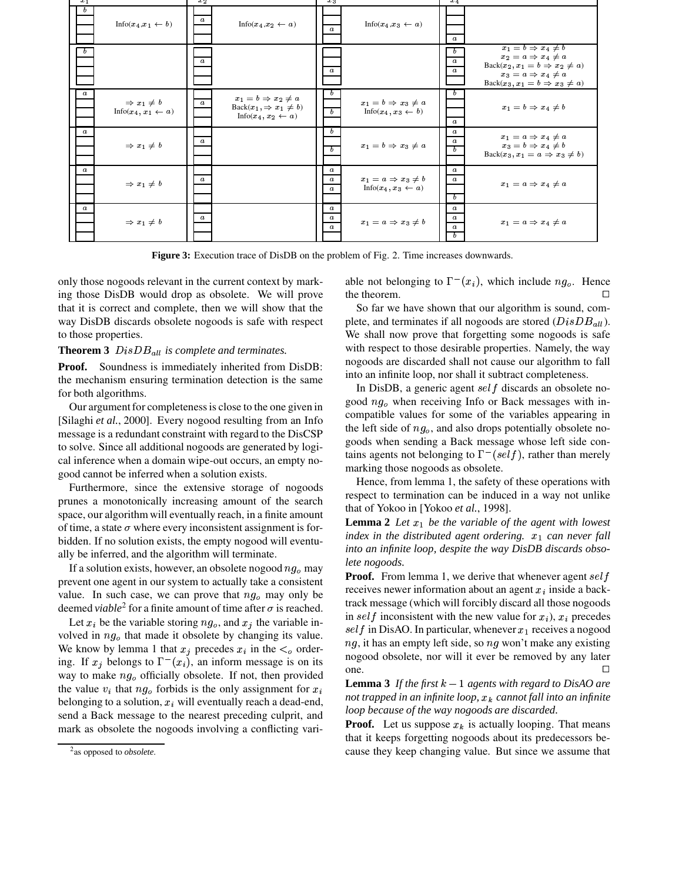| $x_1$ | | $x_2$ | | $x_3$ | | $x_4$ | |
|---|---|---|---|---|---|---|---|
| $b$ | Info($x_4$,$x_1 \leftarrow b$) | $a$ | Info($x_4$,$x_2 \leftarrow a$) | $a$ | Info($x_4$,$x_3 \leftarrow a$) | $a$ | |
| $b$ | | $a$ | | $a$ | | $b$, $a$, $a$ | $x_1 = b \Rightarrow x_4 \neq b$<br>$x_2 = a \Rightarrow x_4 \neq a$<br>Back($x_2$, $x_1 = b \Rightarrow x_2 \neq a$)<br>$x_3 = a \Rightarrow x_4 \neq a$<br>Back($x_3$, $x_1 = b \Rightarrow x_3 \neq a$) |
| $a$ | $\Rightarrow x_1 \neq b$<br>Info($x_4$, $x_1 \leftarrow a$) | $a$ | $x_1 = b \Rightarrow x_2 \neq a$<br>Back($x_1$, $\Rightarrow x_1 \neq b$)<br>Info($x_4$, $x_2 \leftarrow a$) | $b$, $b$ | $x_1 = b \Rightarrow x_3 \neq a$<br>Info($x_4$, $x_3 \leftarrow b$) | $b$, $a$ | $x_1 = b \Rightarrow x_4 \neq b$ |
| $a$ | $\Rightarrow x_1 \neq b$ | $a$ | | $b$, $b$ | $x_1 = b \Rightarrow x_3 \neq a$ | $a$, $a$, $b$ | $x_1 = a \Rightarrow x_4 \neq a$<br>$x_3 = b \Rightarrow x_4 \neq b$<br>Back($x_3$, $x_1 = a \Rightarrow x_3 \neq b$) |
| $a$ | $\Rightarrow x_1 \neq b$ | $a$ | | $a$, $a$, $a$ | $x_1 = a \Rightarrow x_3 \neq b$<br>Info($x_4$, $x_3 \leftarrow a$) | $a$, $a$, $b$ | $x_1 = a \Rightarrow x_4 \neq a$ |
| $a$ | $\Rightarrow x_1 \neq b$ | $a$ | | $a$, $a$, $a$ | $x_1 = a \Rightarrow x_3 \neq b$ | $a$, $a$, $a$, $b$ | $x_1 = a \Rightarrow x_4 \neq a$ |

**Figure 3:** Execution trace of DisDB on the problem of Fig. 2. Time increases downwards.

only those nogoods relevant in the current context by marking those DisDB would drop as obsolete. We will prove that it is correct and complete, then we will show that the way DisDB discards obsolete nogoods is safe with respect to those properties.

**Theorem 3** *$DisDB_{all}$ is complete and terminates.*

**Proof.** Soundness is immediately inherited from DisDB: the mechanism ensuring termination detection is the same for both algorithms.

Our argument for completeness is close to the one given in [Silaghi *et al.*, 2000]. Every nogood resulting from an Info message is a redundant constraint with regard to the DisCSP to solve. Since all additional nogoods are generated by logical inference when a domain wipe-out occurs, an empty nogood cannot be inferred when a solution exists.

Furthermore, since the extensive storage of nogoods prunes a monotonically increasing amount of the search space, our algorithm will eventually reach, in a finite amount of time, a state $\sigma$ where every inconsistent assignment is forbidden. If no solution exists, the empty nogood will eventually be inferred, and the algorithm will terminate.

If a solution exists, however, an obsolete nogood $ng_o$ may prevent one agent in our system to actually take a consistent value. In such case, we can prove that $ng_o$ may only be deemed *viable*[2] for a finite amount of time after $\sigma$ is reached.

Let $x_i$ be the variable storing $ng_o$, and $x_j$ the variable involved in $ng_o$ that made it obsolete by changing its value. We know by lemma 1 that $x_j$ precedes $x_i$ in the $<_o$ ordering. If $x_j$ belongs to $\Gamma^-(x_i)$, an inform message is on its way to make $ng_o$ officially obsolete. If not, then provided the value $v_i$ that $ng_o$ forbids is the only assignment for $x_i$ belonging to a solution, $x_i$ will eventually reach a dead-end, send a Back message to the nearest preceding culprit, and mark as obsolete the nogoods involving a conflicting variable not belonging to $\Gamma^-(x_i)$, which include $ng_o$. Hence the theorem. □

[2] as opposed to *obsolete*.

So far we have shown that our algorithm is sound, complete, and terminates if all nogoods are stored ($DisDB_{all}$). We shall now prove that forgetting some nogoods is safe with respect to those desirable properties. Namely, the way nogoods are discarded shall not cause our algorithm to fall into an infinite loop, nor shall it subtract completeness.

In DisDB, a generic agent $self$ discards an obsolete nogood $ng_o$ when receiving Info or Back messages with incompatible values for some of the variables appearing in the left side of $ng_o$, and also drops potentially obsolete nogoods when sending a Back message whose left side contains agents not belonging to $\Gamma^-(self)$, rather than merely marking those nogoods as obsolete.

Hence, from lemma 1, the safety of these operations with respect to termination can be induced in a way not unlike that of Yokoo in [Yokoo *et al.*, 1998].

**Lemma 2** *Let $x_1$ be the variable of the agent with lowest index in the distributed agent ordering. $x_1$ can never fall into an infinite loop, despite the way DisDB discards obsolete nogoods.*

**Proof.** From lemma 1, we derive that whenever agent $self$ receives newer information about an agent $x_i$ inside a backtrack message (which will forcibly discard all those nogoods in $self$ inconsistent with the new value for $x_i$), $x_i$ precedes $self$ in DisAO. In particular, whenever $x_1$ receives a nogood $ng$, it has an empty left side, so $ng$ won't make any existing nogood obsolete, nor will it ever be removed by any later one. □

**Lemma 3** *If the first $k-1$ agents with regard to DisAO are not trapped in an infinite loop, $x_k$ cannot fall into an infinite loop because of the way nogoods are discarded.*

**Proof.** Let us suppose $x_k$ is actually looping. That means that it keeps forgetting nogoods about its predecessors because they keep changing value. But since we assume that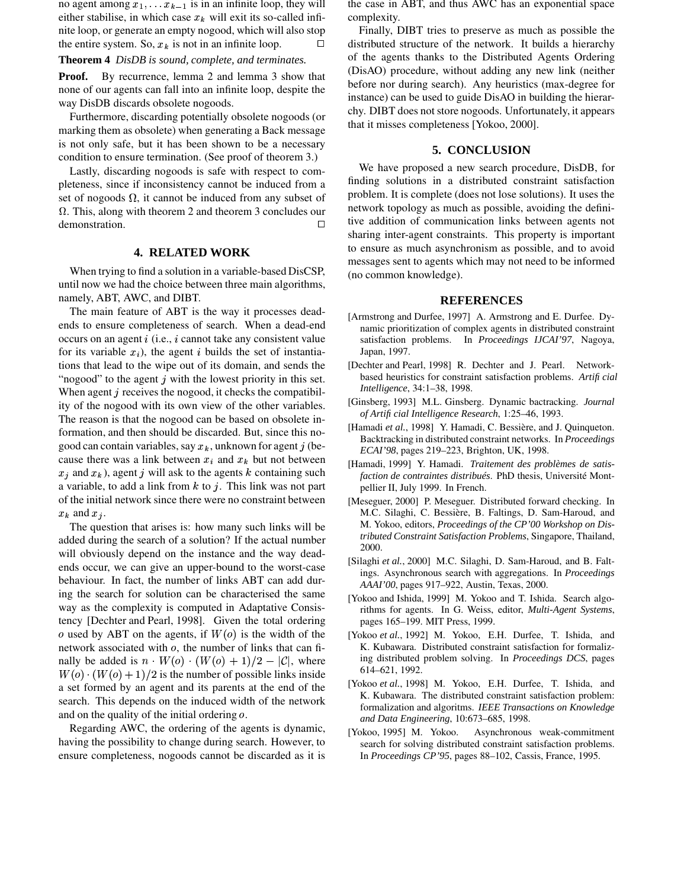no agent among $x_1, \ldots x_{k-1}$ is in an infinite loop, they will either stabilise, in which case $x_k$ will exit its so-called infinite loop, or generate an empty nogood, which will also stop the entire system. So, $x_k$ is not in an infinite loop. □

**Theorem 4** *DisDB is sound, complete, and terminates.*

**Proof.** By recurrence, lemma 2 and lemma 3 show that none of our agents can fall into an infinite loop, despite the way DisDB discards obsolete nogoods.

Furthermore, discarding potentially obsolete nogoods (or marking them as obsolete) when generating a Back message is not only safe, but it has been shown to be a necessary condition to ensure termination. (See proof of theorem 3.)

Lastly, discarding nogoods is safe with respect to completeness, since if inconsistency cannot be induced from a set of nogoods $\Omega$, it cannot be induced from any subset of $\Omega$. This, along with theorem 2 and theorem 3 concludes our demonstration. □

## 4. RELATED WORK

When trying to find a solution in a variable-based DisCSP, until now we had the choice between three main algorithms, namely, ABT, AWC, and DIBT.

The main feature of ABT is the way it processes dead-ends to ensure completeness of search. When a dead-end occurs on an agent $i$ (i.e., $i$ cannot take any consistent value for its variable $x_i$), the agent $i$ builds the set of instantiations that lead to the wipe out of its domain, and sends the "nogood" to the agent $j$ with the lowest priority in this set. When agent $j$ receives the nogood, it checks the compatibility of the nogood with its own view of the other variables. The reason is that the nogood can be based on obsolete information, and then should be discarded. But, since this nogood can contain variables, say $x_k$, unknown for agent $j$ (because there was a link between $x_i$ and $x_k$ but not between $x_j$ and $x_k$), agent $j$ will ask to the agents $k$ containing such a variable, to add a link from $k$ to $j$. This link was not part of the initial network since there were no constraint between $x_k$ and $x_j$.

The question that arises is: how many such links will be added during the search of a solution? If the actual number will obviously depend on the instance and the way dead-ends occur, we can give an upper-bound to the worst-case behaviour. In fact, the number of links ABT can add during the search for solution can be characterised the same way as the complexity is computed in Adaptative Consistency [Dechter and Pearl, 1998]. Given the total ordering $o$ used by ABT on the agents, if $W(o)$ is the width of the network associated with $o$, the number of links that can finally be added is $n \cdot W(o) \cdot (W(o)+1)/2 - |\mathcal{C}|$, where $W(o) \cdot (W(o)+1)/2$ is the number of possible links inside a set formed by an agent and its parents at the end of the search. This depends on the induced width of the network and on the quality of the initial ordering $o$.

Regarding AWC, the ordering of the agents is dynamic, having the possibility to change during search. However, to ensure completeness, nogoods cannot be discarded as it is the case in ABT, and thus AWC has an exponential space complexity.

Finally, DIBT tries to preserve as much as possible the distributed structure of the network. It builds a hierarchy of the agents thanks to the Distributed Agents Ordering (DisAO) procedure, without adding any new link (neither before nor during search). Any heuristics (max-degree for instance) can be used to guide DisAO in building the hierarchy. DIBT does not store nogoods. Unfortunately, it appears that it misses completeness [Yokoo, 2000].

## 5. CONCLUSION

We have proposed a new search procedure, DisDB, for finding solutions in a distributed constraint satisfaction problem. It is complete (does not lose solutions). It uses the network topology as much as possible, avoiding the definitive addition of communication links between agents not sharing inter-agent constraints. This property is important to ensure as much asynchronism as possible, and to avoid messages sent to agents which may not need to be informed (no common knowledge).

## REFERENCES

[Armstrong and Durfee, 1997] A. Armstrong and E. Durfee. Dynamic prioritization of complex agents in distributed constraint satisfaction problems. In *Proceedings IJCAI'97*, Nagoya, Japan, 1997.

[Dechter and Pearl, 1998] R. Dechter and J. Pearl. Network-based heuristics for constraint satisfaction problems. *Artificial Intelligence*, 34:1–38, 1998.

[Ginsberg, 1993] M.L. Ginsberg. Dynamic bactracking. *Journal of Artificial Intelligence Research*, 1:25–46, 1993.

[Hamadi *et al.*, 1998] Y. Hamadi, C. Bessière, and J. Quinqueton. Backtracking in distributed constraint networks. In *Proceedings ECAI'98*, pages 219–223, Brighton, UK, 1998.

[Hamadi, 1999] Y. Hamadi. *Traitement des problèmes de satisfaction de contraintes distribués.* PhD thesis, Université Montpellier II, July 1999. In French.

[Meseguer, 2000] P. Meseguer. Distributed forward checking. In M.C. Silaghi, C. Bessière, B. Faltings, D. Sam-Haroud, and M. Yokoo, editors, *Proceedings of the CP'00 Workshop on Distributed Constraint Satisfaction Problems*, Singapore, Thailand, 2000.

[Silaghi *et al.*, 2000] M.C. Silaghi, D. Sam-Haroud, and B. Faltings. Asynchronous search with aggregations. In *Proceedings AAAI'00*, pages 917–922, Austin, Texas, 2000.

[Yokoo and Ishida, 1999] M. Yokoo and T. Ishida. Search algorithms for agents. In G. Weiss, editor, *Multi-Agent Systems*, pages 165–199. MIT Press, 1999.

[Yokoo *et al.*, 1992] M. Yokoo, E.H. Durfee, T. Ishida, and K. Kubawara. Distributed constraint satisfaction for formalizing distributed problem solving. In *Proceedings DCS*, pages 614–621, 1992.

[Yokoo *et al.*, 1998] M. Yokoo, E.H. Durfee, T. Ishida, and K. Kubawara. The distributed constraint satisfaction problem: formalization and algoritms. *IEEE Transactions on Knowledge and Data Engineering*, 10:673–685, 1998.

[Yokoo, 1995] M. Yokoo. Asynchronous weak-commitment search for solving distributed constraint satisfaction problems. In *Proceedings CP'95*, pages 88–102, Cassis, France, 1995.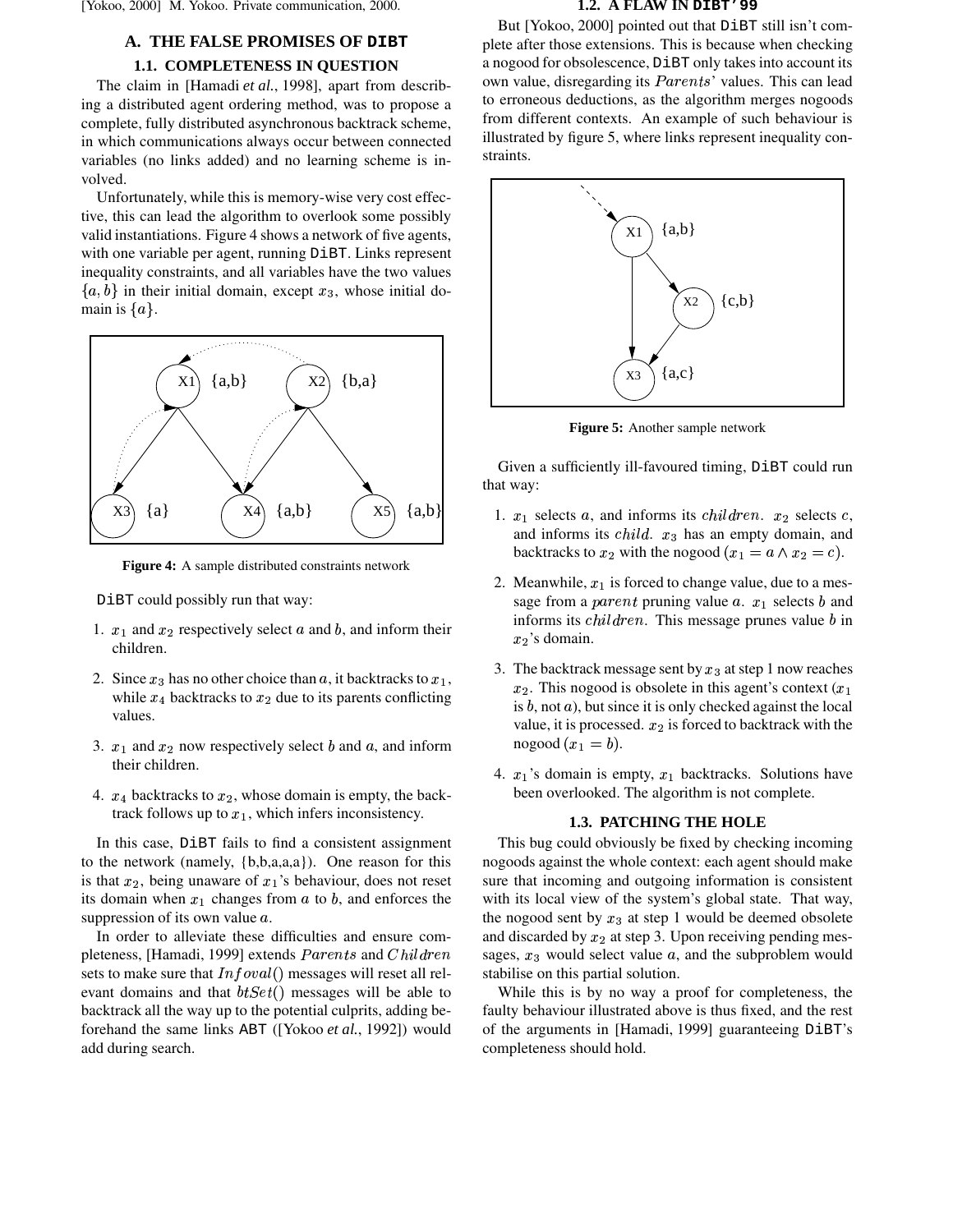[Yokoo, 2000] M. Yokoo. Private communication, 2000.

## A. THE FALSE PROMISES OF DiBT

### 1.1. COMPLETENESS IN QUESTION

The claim in [Hamadi *et al.*, 1998], apart from describing a distributed agent ordering method, was to propose a complete, fully distributed asynchronous backtrack scheme, in which communications always occur between connected variables (no links added) and no learning scheme is involved.

Unfortunately, while this is memory-wise very cost effective, this can lead the algorithm to overlook some possibly valid instantiations. Figure 4 shows a network of five agents, with one variable per agent, running DiBT. Links represent inequality constraints, and all variables have the two values $\{a, b\}$ in their initial domain, except $x_3$, whose initial domain is $\{a\}$.

**Figure 4:** A sample distributed constraints network

DiBT could possibly run that way:

1. $x_1$ and $x_2$ respectively select $a$ and $b$, and inform their children.
2. Since $x_3$ has no other choice than $a$, it backtracks to $x_1$, while $x_4$ backtracks to $x_2$ due to its parents conflicting values.
3. $x_1$ and $x_2$ now respectively select $b$ and $a$, and inform their children.
4. $x_4$ backtracks to $x_2$, whose domain is empty, the backtrack follows up to $x_1$, which infers inconsistency.

In this case, DiBT fails to find a consistent assignment to the network (namely, {b,b,a,a,a}). One reason for this is that $x_2$, being unaware of $x_1$'s behaviour, does not reset its domain when $x_1$ changes from $a$ to $b$, and enforces the suppression of its own value $a$.

In order to alleviate these difficulties and ensure completeness, [Hamadi, 1999] extends $Parents$ and $Children$ sets to make sure that $Infoval()$ messages will reset all relevant domains and that $btSet()$ messages will be able to backtrack all the way up to the potential culprits, adding beforehand the same links ABT ([Yokoo *et al.*, 1992]) would add during search.

### 1.2. A FLAW IN DIBT'99

But [Yokoo, 2000] pointed out that DiBT still isn't complete after those extensions. This is because when checking a nogood for obsolescence, DiBT only takes into account its own value, disregarding its $Parents$' values. This can lead to erroneous deductions, as the algorithm merges nogoods from different contexts. An example of such behaviour is illustrated by figure 5, where links represent inequality constraints.

**Figure 5:** Another sample network

Given a sufficiently ill-favoured timing, DiBT could run that way:

1. $x_1$ selects $a$, and informs its $children$. $x_2$ selects $c$, and informs its $child$. $x_3$ has an empty domain, and backtracks to $x_2$ with the nogood $(x_1 = a \wedge x_2 = c)$.
2. Meanwhile, $x_1$ is forced to change value, due to a message from a $parent$ pruning value $a$. $x_1$ selects $b$ and informs its $children$. This message prunes value $b$ in $x_2$'s domain.
3. The backtrack message sent by $x_3$ at step 1 now reaches $x_2$. This nogood is obsolete in this agent's context ($x_1$ is $b$, not $a$), but since it is only checked against the local value, it is processed. $x_2$ is forced to backtrack with the nogood $(x_1 = b)$.
4. $x_1$'s domain is empty, $x_1$ backtracks. Solutions have been overlooked. The algorithm is not complete.

### 1.3. PATCHING THE HOLE

This bug could obviously be fixed by checking incoming nogoods against the whole context: each agent should make sure that incoming and outgoing information is consistent with its local view of the system's global state. That way, the nogood sent by $x_3$ at step 1 would be deemed obsolete and discarded by $x_2$ at step 3. Upon receiving pending messages, $x_3$ would select value $a$, and the subproblem would stabilise on this partial solution.

While this is by no way a proof for completeness, the faulty behaviour illustrated above is thus fixed, and the rest of the arguments in [Hamadi, 1999] guaranteeing DiBT's completeness should hold.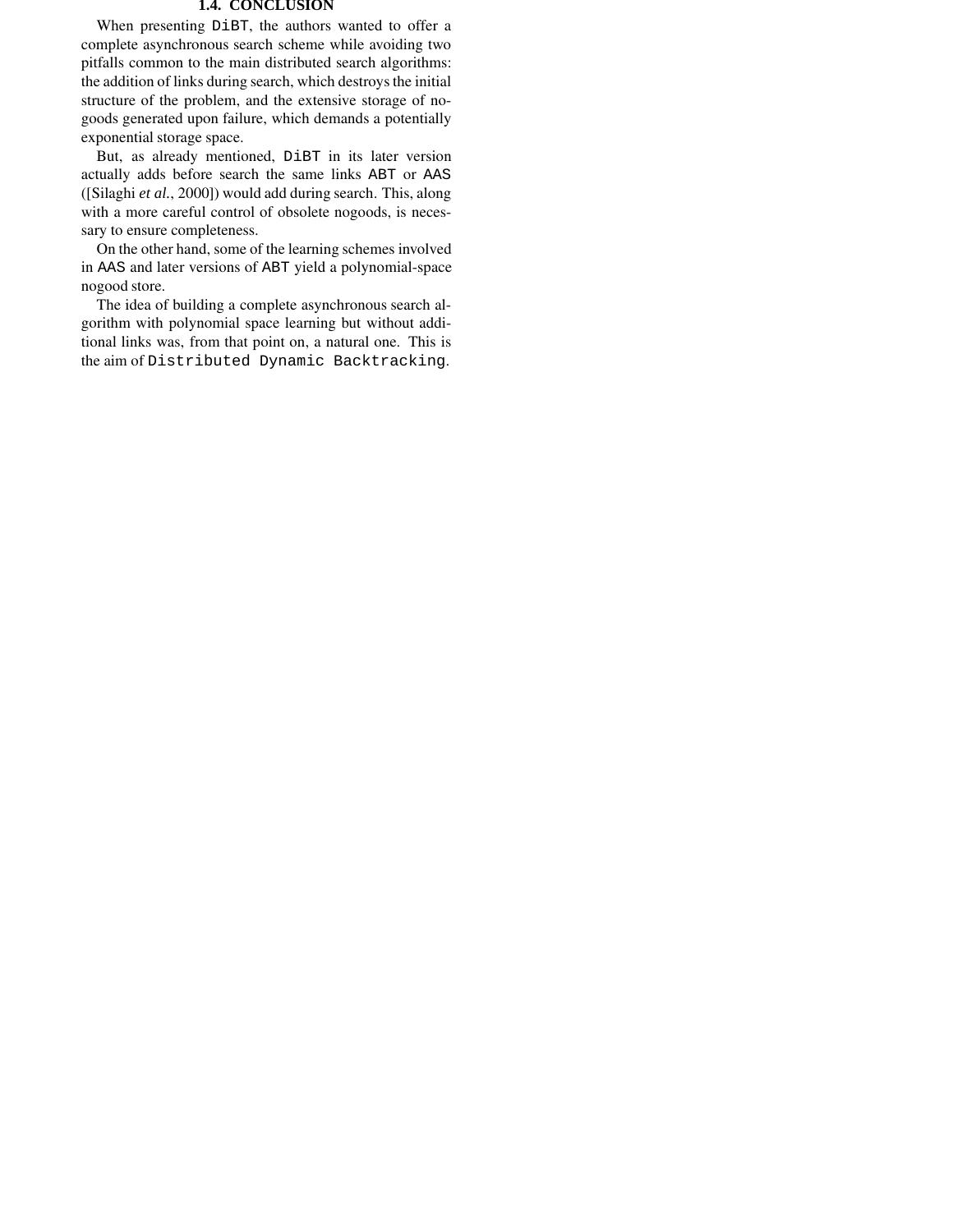### 1.4. CONCLUSION

When presenting DiBT, the authors wanted to offer a complete asynchronous search scheme while avoiding two pitfalls common to the main distributed search algorithms: the addition of links during search, which destroys the initial structure of the problem, and the extensive storage of nogoods generated upon failure, which demands a potentially exponential storage space.

But, as already mentioned, DiBT in its later version actually adds before search the same links ABT or AAS ([Silaghi *et al.*, 2000]) would add during search. This, along with a more careful control of obsolete nogoods, is necessary to ensure completeness.

On the other hand, some of the learning schemes involved in AAS and later versions of ABT yield a polynomial-space nogood store.

The idea of building a complete asynchronous search algorithm with polynomial space learning but without additional links was, from that point on, a natural one. This is the aim of Distributed Dynamic Backtracking.